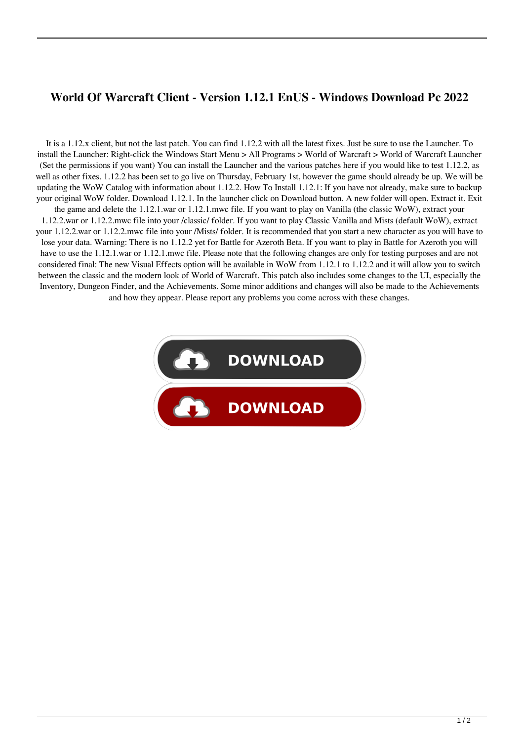# World Of Warcraft Client - Version 1.12.1 EnUS - Windows Download Pc 2022

It is a 1.12.x client, but not the last patch. You can find 1.12.2 with all the latest fixes. Just be sure to use the Launcher. To install the Launcher: Right-click the Windows Start Menu > All Programs > World of Warcraft > World of Warcraft Launcher (Set the permissions if you want) You can install the Launcher and the various patches here if you would like to test 1.12.2, as well as other fixes. 1.12.2 has been set to go live on Thursday, February 1st, however the game should already be up. We will be updating the WoW Catalog with information about 1.12.2. How To Install 1.12.1: If you have not already, make sure to backup your original WoW folder. Download 1.12.1. In the launcher click on Download button. A new folder will open. Extract it. Exit the game and delete the 1.12.1.war or 1.12.1.mwc file. If you want to play on Vanilla (the classic WoW), extract your 1.12.2.war or 1.12.2.mwc file into your /classic/ folder. If you want to play Classic Vanilla and Mists (default WoW), extract your 1.12.2.war or 1.12.2.mwc file into your /Mists/ folder. It is recommended that you start a new character as you will have to lose your data. Warning: There is no 1.12.2 yet for Battle for Azeroth Beta. If you want to play in Battle for Azeroth you will have to use the 1.12.1.war or 1.12.1.mwc file. Please note that the following changes are only for testing purposes and are not considered final: The new Visual Effects option will be available in WoW from 1.12.1 to 1.12.2 and it will allow you to switch between the classic and the modern look of World of Warcraft. This patch also includes some changes to the UI, especially the Inventory, Dungeon Finder, and the Achievements. Some minor additions and changes will also be made to the Achievements and how they appear. Please report any problems you come across with these changes.

DOWNLOAD

DOWNLOAD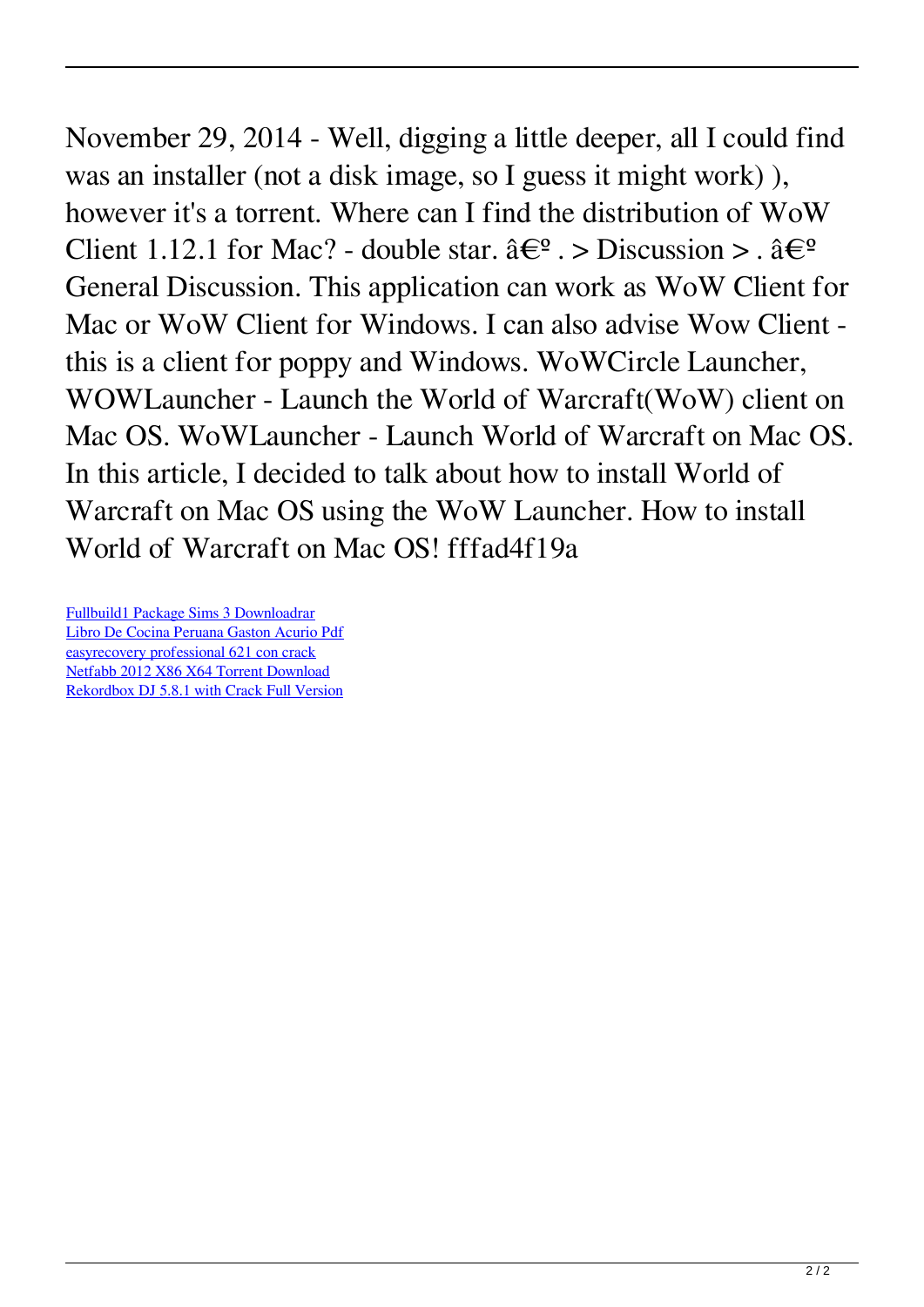November 29, 2014 - Well, digging a little deeper, all I could find was an installer (not a disk image, so I guess it might work) ), however it's a torrent. Where can I find the distribution of WoW Client 1.12.1 for Mac? - double star. â€º . > Discussion > . â€º General Discussion. This application can work as WoW Client for Mac or WoW Client for Windows. I can also advise Wow Client - this is a client for poppy and Windows. WoWCircle Launcher, WOWLauncher - Launch the World of Warcraft(WoW) client on Mac OS. WoWLauncher - Launch World of Warcraft on Mac OS. In this article, I decided to talk about how to install World of Warcraft on Mac OS using the WoW Launcher. How to install World of Warcraft on Mac OS! fffad4f19a

Fullbuild1 Package Sims 3 Downloadrar
Libro De Cocina Peruana Gaston Acurio Pdf
easyrecovery professional 621 con crack
Netfabb 2012 X86 X64 Torrent Download
Rekordbox DJ 5.8.1 with Crack Full Version